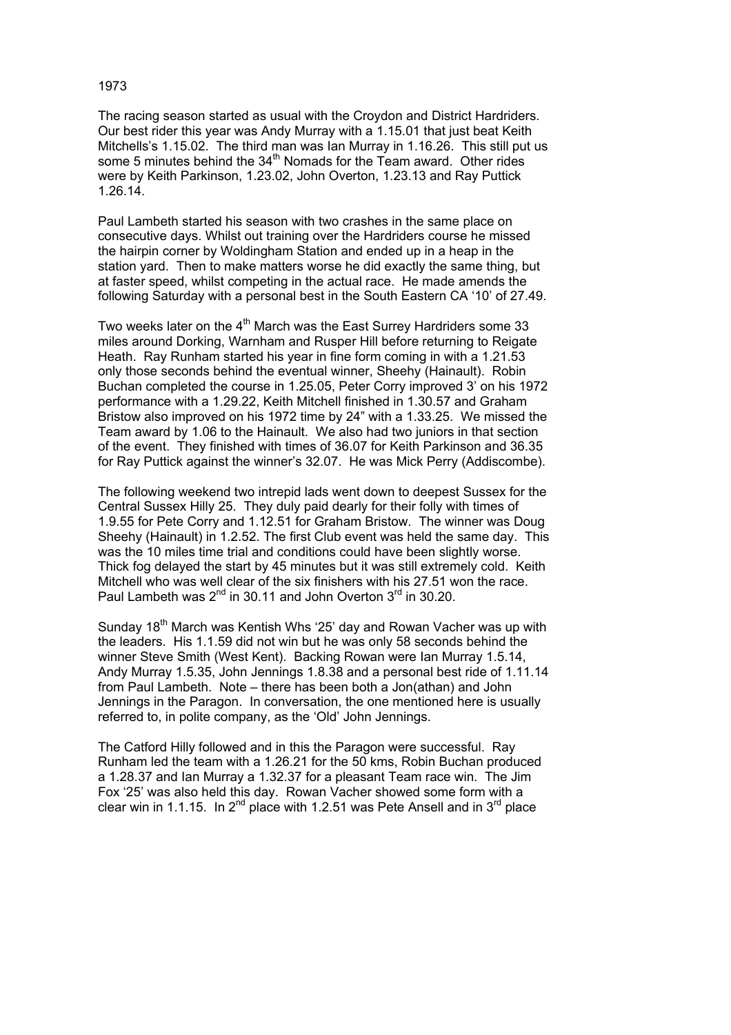# 1973

The racing season started as usual with the Croydon and District Hardriders. Our best rider this year was Andy Murray with a 1.15.01 that just beat Keith Mitchells's 1.15.02. The third man was Ian Murray in 1.16.26. This still put us some 5 minutes behind the 34th Nomads for the Team award. Other rides were by Keith Parkinson, 1.23.02, John Overton, 1.23.13 and Ray Puttick 1.26.14.

Paul Lambeth started his season with two crashes in the same place on consecutive days. Whilst out training over the Hardriders course he missed the hairpin corner by Woldingham Station and ended up in a heap in the station yard. Then to make matters worse he did exactly the same thing, but at faster speed, whilst competing in the actual race. He made amends the following Saturday with a personal best in the South Eastern CA '10' of 27.49.

Two weeks later on the 4th March was the East Surrey Hardriders some 33 miles around Dorking, Warnham and Rusper Hill before returning to Reigate Heath. Ray Runham started his year in fine form coming in with a 1.21.53 only those seconds behind the eventual winner, Sheehy (Hainault). Robin Buchan completed the course in 1.25.05, Peter Corry improved 3' on his 1972 performance with a 1.29.22, Keith Mitchell finished in 1.30.57 and Graham Bristow also improved on his 1972 time by 24" with a 1.33.25. We missed the Team award by 1.06 to the Hainault. We also had two juniors in that section of the event. They finished with times of 36.07 for Keith Parkinson and 36.35 for Ray Puttick against the winner's 32.07. He was Mick Perry (Addiscombe).

The following weekend two intrepid lads went down to deepest Sussex for the Central Sussex Hilly 25. They duly paid dearly for their folly with times of 1.9.55 for Pete Corry and 1.12.51 for Graham Bristow. The winner was Doug Sheehy (Hainault) in 1.2.52. The first Club event was held the same day. This was the 10 miles time trial and conditions could have been slightly worse. Thick fog delayed the start by 45 minutes but it was still extremely cold. Keith Mitchell who was well clear of the six finishers with his 27.51 won the race. Paul Lambeth was 2nd in 30.11 and John Overton 3rd in 30.20.

Sunday 18th March was Kentish Whs '25' day and Rowan Vacher was up with the leaders. His 1.1.59 did not win but he was only 58 seconds behind the winner Steve Smith (West Kent). Backing Rowan were Ian Murray 1.5.14, Andy Murray 1.5.35, John Jennings 1.8.38 and a personal best ride of 1.11.14 from Paul Lambeth. Note – there has been both a Jon(athan) and John Jennings in the Paragon. In conversation, the one mentioned here is usually referred to, in polite company, as the 'Old' John Jennings.

The Catford Hilly followed and in this the Paragon were successful. Ray Runham led the team with a 1.26.21 for the 50 kms, Robin Buchan produced a 1.28.37 and Ian Murray a 1.32.37 for a pleasant Team race win. The Jim Fox '25' was also held this day. Rowan Vacher showed some form with a clear win in 1.1.15. In 2nd place with 1.2.51 was Pete Ansell and in 3rd place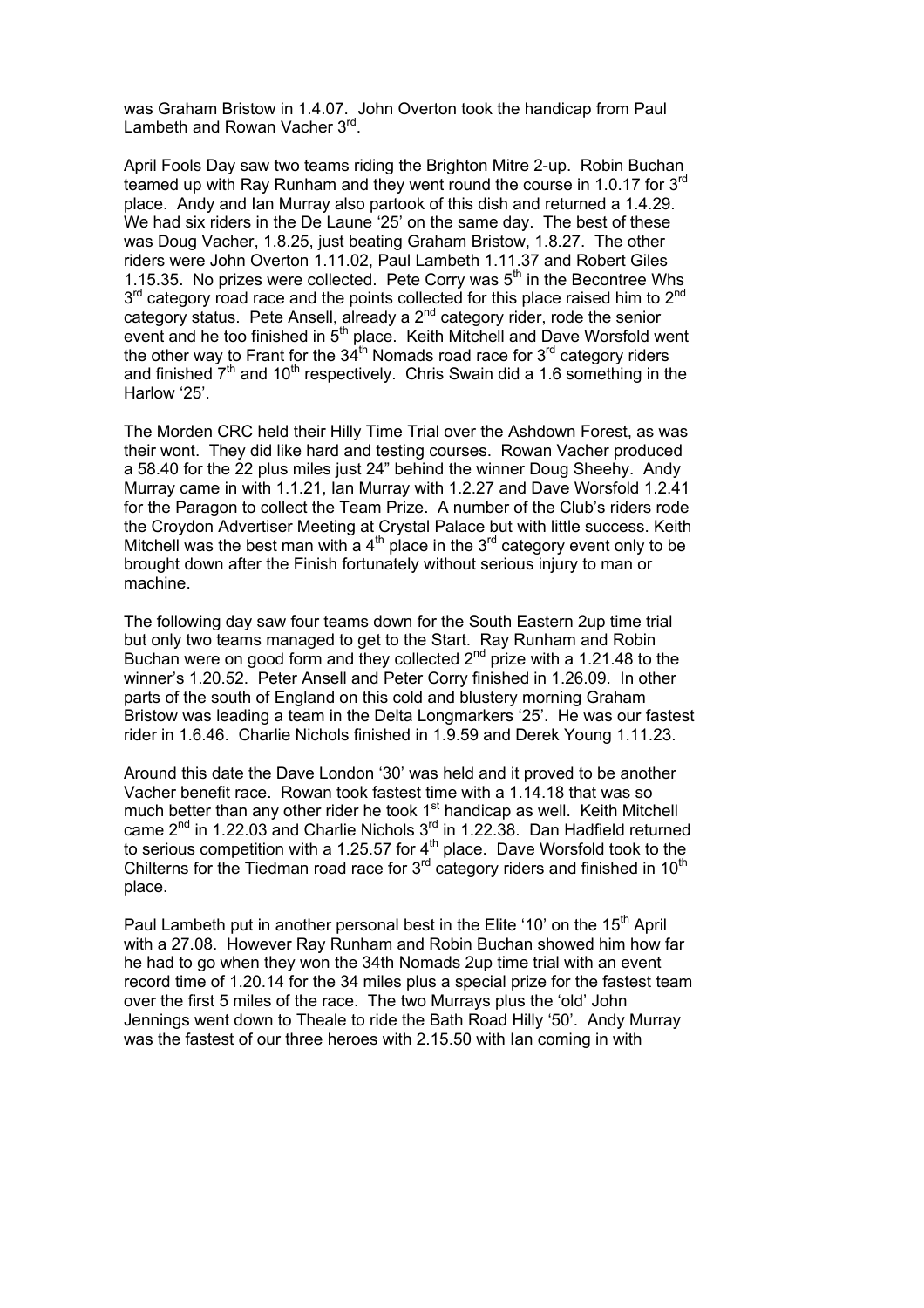was Graham Bristow in 1.4.07. John Overton took the handicap from Paul Lambeth and Rowan Vacher 3rd.

April Fools Day saw two teams riding the Brighton Mitre 2-up. Robin Buchan teamed up with Ray Runham and they went round the course in 1.0.17 for 3rd place. Andy and Ian Murray also partook of this dish and returned a 1.4.29. We had six riders in the De Laune '25' on the same day. The best of these was Doug Vacher, 1.8.25, just beating Graham Bristow, 1.8.27. The other riders were John Overton 1.11.02, Paul Lambeth 1.11.37 and Robert Giles 1.15.35. No prizes were collected. Pete Corry was 5th in the Becontree Whs 3rd category road race and the points collected for this place raised him to 2nd category status. Pete Ansell, already a 2nd category rider, rode the senior event and he too finished in 5th place. Keith Mitchell and Dave Worsfold went the other way to Frant for the 34th Nomads road race for 3rd category riders and finished 7th and 10th respectively. Chris Swain did a 1.6 something in the Harlow '25'.

The Morden CRC held their Hilly Time Trial over the Ashdown Forest, as was their wont. They did like hard and testing courses. Rowan Vacher produced a 58.40 for the 22 plus miles just 24" behind the winner Doug Sheehy. Andy Murray came in with 1.1.21, Ian Murray with 1.2.27 and Dave Worsfold 1.2.41 for the Paragon to collect the Team Prize. A number of the Club's riders rode the Croydon Advertiser Meeting at Crystal Palace but with little success. Keith Mitchell was the best man with a 4th place in the 3rd category event only to be brought down after the Finish fortunately without serious injury to man or machine.

The following day saw four teams down for the South Eastern 2up time trial but only two teams managed to get to the Start. Ray Runham and Robin Buchan were on good form and they collected 2nd prize with a 1.21.48 to the winner's 1.20.52. Peter Ansell and Peter Corry finished in 1.26.09. In other parts of the south of England on this cold and blustery morning Graham Bristow was leading a team in the Delta Longmarkers '25'. He was our fastest rider in 1.6.46. Charlie Nichols finished in 1.9.59 and Derek Young 1.11.23.

Around this date the Dave London '30' was held and it proved to be another Vacher benefit race. Rowan took fastest time with a 1.14.18 that was so much better than any other rider he took 1st handicap as well. Keith Mitchell came 2nd in 1.22.03 and Charlie Nichols 3rd in 1.22.38. Dan Hadfield returned to serious competition with a 1.25.57 for 4th place. Dave Worsfold took to the Chilterns for the Tiedman road race for 3rd category riders and finished in 10th place.

Paul Lambeth put in another personal best in the Elite '10' on the 15th April with a 27.08. However Ray Runham and Robin Buchan showed him how far he had to go when they won the 34th Nomads 2up time trial with an event record time of 1.20.14 for the 34 miles plus a special prize for the fastest team over the first 5 miles of the race. The two Murrays plus the 'old' John Jennings went down to Theale to ride the Bath Road Hilly '50'. Andy Murray was the fastest of our three heroes with 2.15.50 with Ian coming in with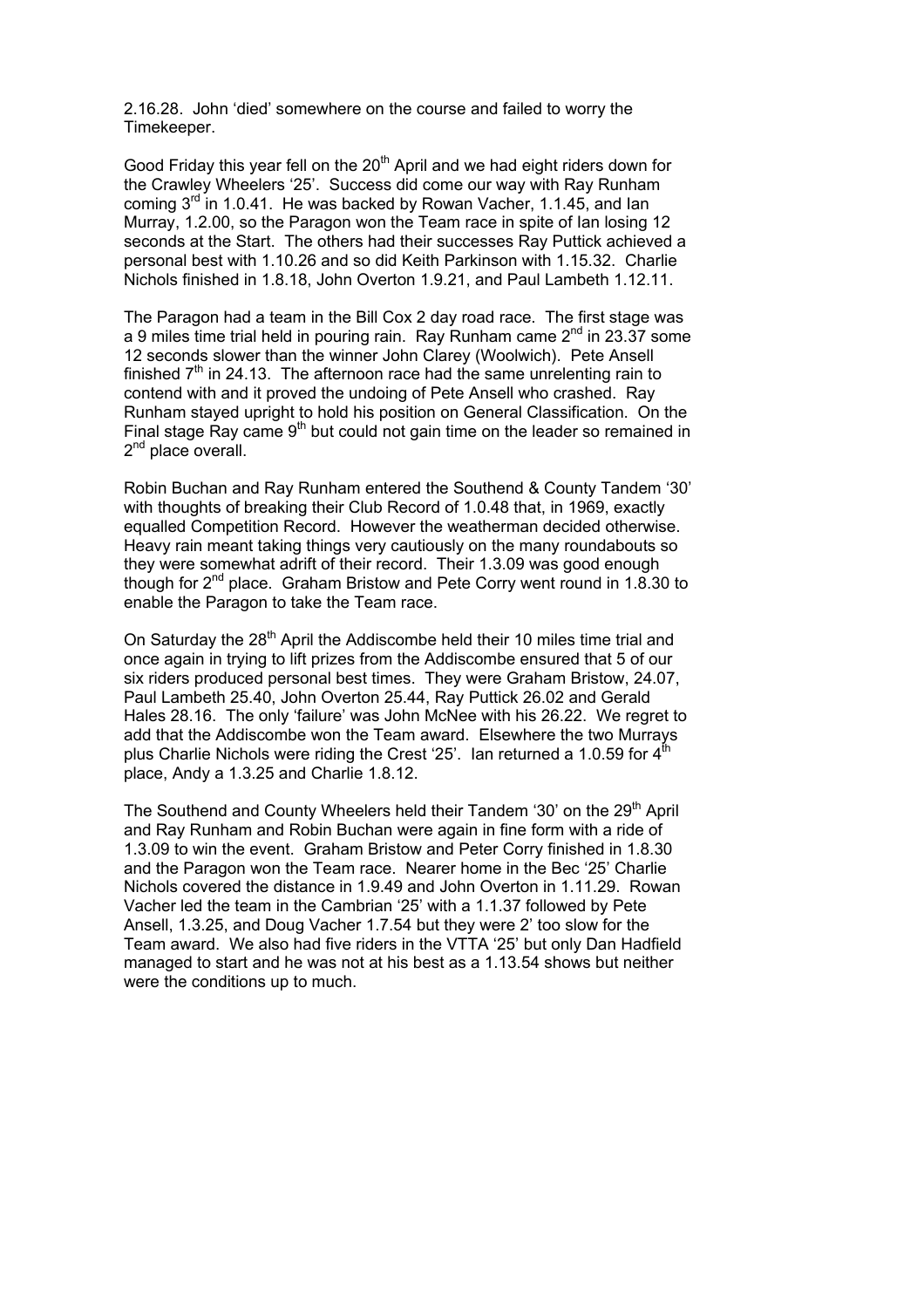2.16.28. John 'died' somewhere on the course and failed to worry the Timekeeper.

Good Friday this year fell on the 20th April and we had eight riders down for the Crawley Wheelers '25'. Success did come our way with Ray Runham coming 3rd in 1.0.41. He was backed by Rowan Vacher, 1.1.45, and Ian Murray, 1.2.00, so the Paragon won the Team race in spite of Ian losing 12 seconds at the Start. The others had their successes Ray Puttick achieved a personal best with 1.10.26 and so did Keith Parkinson with 1.15.32. Charlie Nichols finished in 1.8.18, John Overton 1.9.21, and Paul Lambeth 1.12.11.

The Paragon had a team in the Bill Cox 2 day road race. The first stage was a 9 miles time trial held in pouring rain. Ray Runham came 2nd in 23.37 some 12 seconds slower than the winner John Clarey (Woolwich). Pete Ansell finished 7th in 24.13. The afternoon race had the same unrelenting rain to contend with and it proved the undoing of Pete Ansell who crashed. Ray Runham stayed upright to hold his position on General Classification. On the Final stage Ray came 9th but could not gain time on the leader so remained in 2nd place overall.

Robin Buchan and Ray Runham entered the Southend & County Tandem '30' with thoughts of breaking their Club Record of 1.0.48 that, in 1969, exactly equalled Competition Record. However the weatherman decided otherwise. Heavy rain meant taking things very cautiously on the many roundabouts so they were somewhat adrift of their record. Their 1.3.09 was good enough though for 2nd place. Graham Bristow and Pete Corry went round in 1.8.30 to enable the Paragon to take the Team race.

On Saturday the 28th April the Addiscombe held their 10 miles time trial and once again in trying to lift prizes from the Addiscombe ensured that 5 of our six riders produced personal best times. They were Graham Bristow, 24.07, Paul Lambeth 25.40, John Overton 25.44, Ray Puttick 26.02 and Gerald Hales 28.16. The only 'failure' was John McNee with his 26.22. We regret to add that the Addiscombe won the Team award. Elsewhere the two Murrays plus Charlie Nichols were riding the Crest '25'. Ian returned a 1.0.59 for 4th place, Andy a 1.3.25 and Charlie 1.8.12.

The Southend and County Wheelers held their Tandem '30' on the 29th April and Ray Runham and Robin Buchan were again in fine form with a ride of 1.3.09 to win the event. Graham Bristow and Peter Corry finished in 1.8.30 and the Paragon won the Team race. Nearer home in the Bec '25' Charlie Nichols covered the distance in 1.9.49 and John Overton in 1.11.29. Rowan Vacher led the team in the Cambrian '25' with a 1.1.37 followed by Pete Ansell, 1.3.25, and Doug Vacher 1.7.54 but they were 2' too slow for the Team award. We also had five riders in the VTTA '25' but only Dan Hadfield managed to start and he was not at his best as a 1.13.54 shows but neither were the conditions up to much.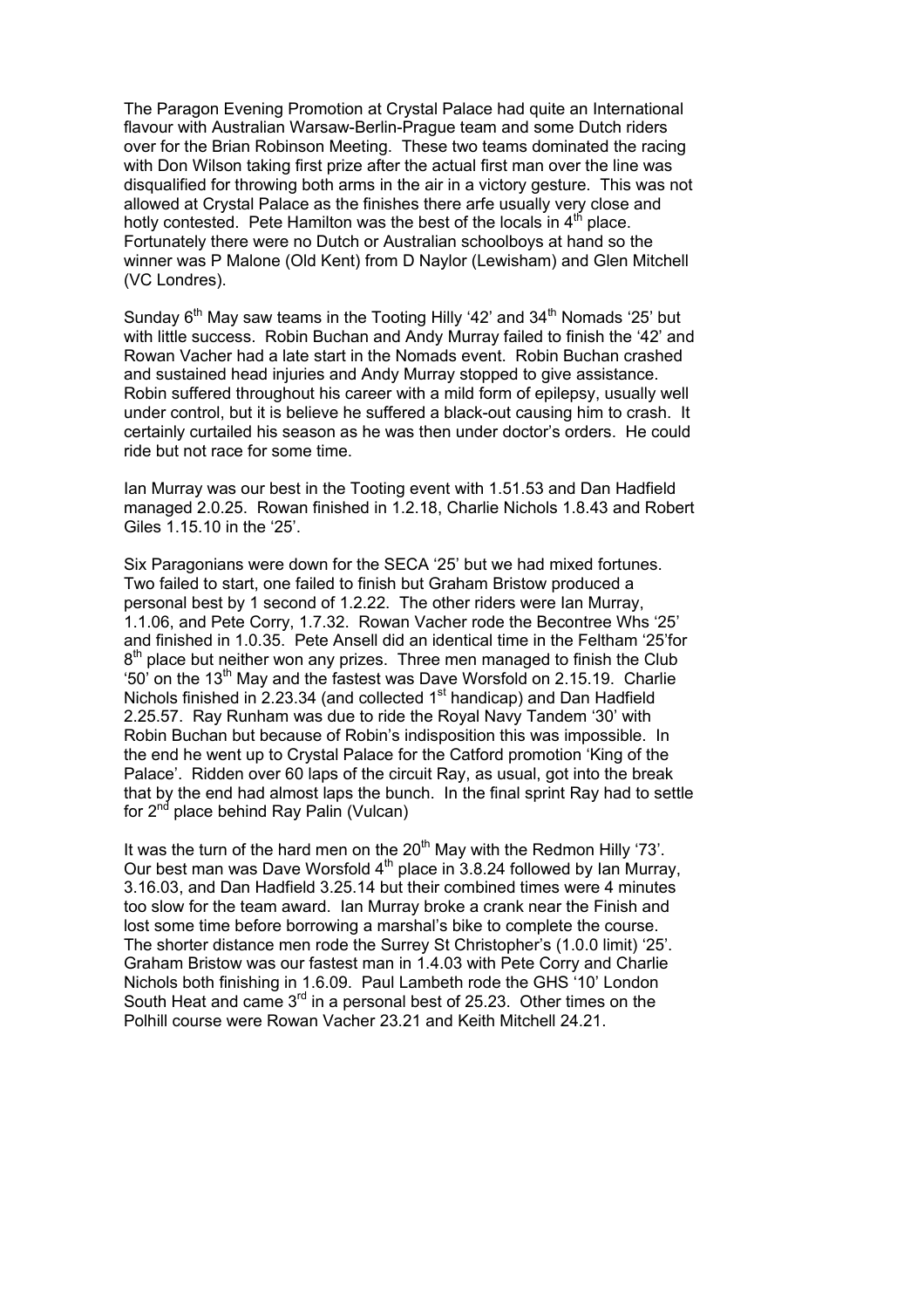The Paragon Evening Promotion at Crystal Palace had quite an International flavour with Australian Warsaw-Berlin-Prague team and some Dutch riders over for the Brian Robinson Meeting. These two teams dominated the racing with Don Wilson taking first prize after the actual first man over the line was disqualified for throwing both arms in the air in a victory gesture. This was not allowed at Crystal Palace as the finishes there arfe usually very close and hotly contested. Pete Hamilton was the best of the locals in 4th place. Fortunately there were no Dutch or Australian schoolboys at hand so the winner was P Malone (Old Kent) from D Naylor (Lewisham) and Glen Mitchell (VC Londres).

Sunday 6th May saw teams in the Tooting Hilly '42' and 34th Nomads '25' but with little success. Robin Buchan and Andy Murray failed to finish the '42' and Rowan Vacher had a late start in the Nomads event. Robin Buchan crashed and sustained head injuries and Andy Murray stopped to give assistance. Robin suffered throughout his career with a mild form of epilepsy, usually well under control, but it is believe he suffered a black-out causing him to crash. It certainly curtailed his season as he was then under doctor's orders. He could ride but not race for some time.

Ian Murray was our best in the Tooting event with 1.51.53 and Dan Hadfield managed 2.0.25. Rowan finished in 1.2.18, Charlie Nichols 1.8.43 and Robert Giles 1.15.10 in the '25'.

Six Paragonians were down for the SECA '25' but we had mixed fortunes. Two failed to start, one failed to finish but Graham Bristow produced a personal best by 1 second of 1.2.22. The other riders were Ian Murray, 1.1.06, and Pete Corry, 1.7.32. Rowan Vacher rode the Becontree Whs '25' and finished in 1.0.35. Pete Ansell did an identical time in the Feltham '25'for 8th place but neither won any prizes. Three men managed to finish the Club '50' on the 13th May and the fastest was Dave Worsfold on 2.15.19. Charlie Nichols finished in 2.23.34 (and collected 1st handicap) and Dan Hadfield 2.25.57. Ray Runham was due to ride the Royal Navy Tandem '30' with Robin Buchan but because of Robin's indisposition this was impossible. In the end he went up to Crystal Palace for the Catford promotion 'King of the Palace'. Ridden over 60 laps of the circuit Ray, as usual, got into the break that by the end had almost laps the bunch. In the final sprint Ray had to settle for 2nd place behind Ray Palin (Vulcan)

It was the turn of the hard men on the 20th May with the Redmon Hilly '73'. Our best man was Dave Worsfold 4th place in 3.8.24 followed by Ian Murray, 3.16.03, and Dan Hadfield 3.25.14 but their combined times were 4 minutes too slow for the team award. Ian Murray broke a crank near the Finish and lost some time before borrowing a marshal's bike to complete the course. The shorter distance men rode the Surrey St Christopher's (1.0.0 limit) '25'. Graham Bristow was our fastest man in 1.4.03 with Pete Corry and Charlie Nichols both finishing in 1.6.09. Paul Lambeth rode the GHS '10' London South Heat and came 3rd in a personal best of 25.23. Other times on the Polhill course were Rowan Vacher 23.21 and Keith Mitchell 24.21.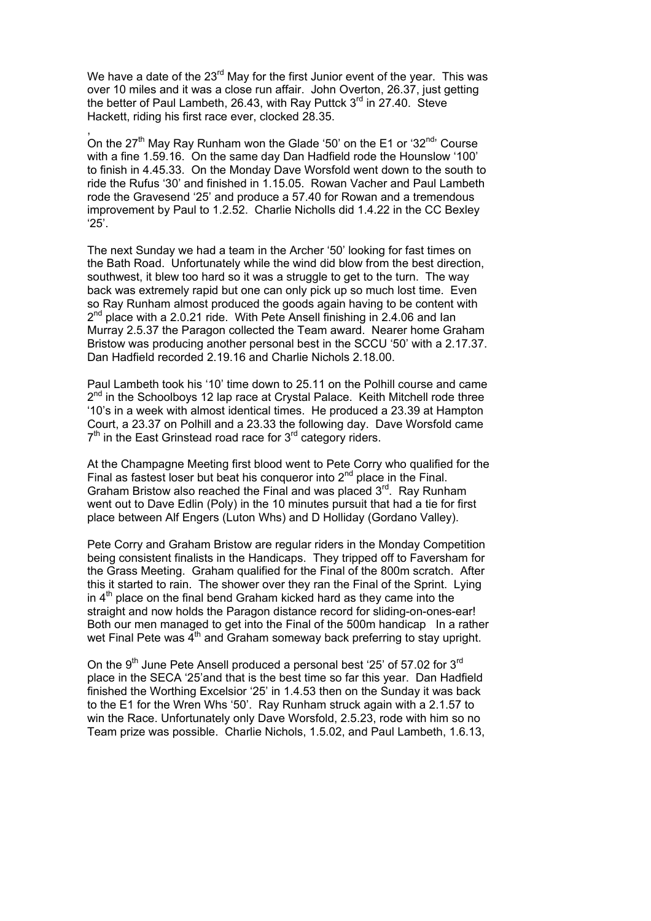We have a date of the 23rd May for the first Junior event of the year. This was over 10 miles and it was a close run affair. John Overton, 26.37, just getting the better of Paul Lambeth, 26.43, with Ray Puttck 3rd in 27.40. Steve Hackett, riding his first race ever, clocked 28.35.

,
On the 27th May Ray Runham won the Glade '50' on the E1 or '32nd' Course with a fine 1.59.16. On the same day Dan Hadfield rode the Hounslow '100' to finish in 4.45.33. On the Monday Dave Worsfold went down to the south to ride the Rufus '30' and finished in 1.15.05. Rowan Vacher and Paul Lambeth rode the Gravesend '25' and produce a 57.40 for Rowan and a tremendous improvement by Paul to 1.2.52. Charlie Nicholls did 1.4.22 in the CC Bexley '25'.

The next Sunday we had a team in the Archer '50' looking for fast times on the Bath Road. Unfortunately while the wind did blow from the best direction, southwest, it blew too hard so it was a struggle to get to the turn. The way back was extremely rapid but one can only pick up so much lost time. Even so Ray Runham almost produced the goods again having to be content with 2nd place with a 2.0.21 ride. With Pete Ansell finishing in 2.4.06 and Ian Murray 2.5.37 the Paragon collected the Team award. Nearer home Graham Bristow was producing another personal best in the SCCU '50' with a 2.17.37. Dan Hadfield recorded 2.19.16 and Charlie Nichols 2.18.00.

Paul Lambeth took his '10' time down to 25.11 on the Polhill course and came 2nd in the Schoolboys 12 lap race at Crystal Palace. Keith Mitchell rode three '10's in a week with almost identical times. He produced a 23.39 at Hampton Court, a 23.37 on Polhill and a 23.33 the following day. Dave Worsfold came 7th in the East Grinstead road race for 3rd category riders.

At the Champagne Meeting first blood went to Pete Corry who qualified for the Final as fastest loser but beat his conqueror into 2nd place in the Final. Graham Bristow also reached the Final and was placed 3rd. Ray Runham went out to Dave Edlin (Poly) in the 10 minutes pursuit that had a tie for first place between Alf Engers (Luton Whs) and D Holliday (Gordano Valley).

Pete Corry and Graham Bristow are regular riders in the Monday Competition being consistent finalists in the Handicaps. They tripped off to Faversham for the Grass Meeting. Graham qualified for the Final of the 800m scratch. After this it started to rain. The shower over they ran the Final of the Sprint. Lying in 4th place on the final bend Graham kicked hard as they came into the straight and now holds the Paragon distance record for sliding-on-ones-ear! Both our men managed to get into the Final of the 500m handicap In a rather wet Final Pete was 4th and Graham someway back preferring to stay upright.

On the 9th June Pete Ansell produced a personal best '25' of 57.02 for 3rd place in the SECA '25'and that is the best time so far this year. Dan Hadfield finished the Worthing Excelsior '25' in 1.4.53 then on the Sunday it was back to the E1 for the Wren Whs '50'. Ray Runham struck again with a 2.1.57 to win the Race. Unfortunately only Dave Worsfold, 2.5.23, rode with him so no Team prize was possible. Charlie Nichols, 1.5.02, and Paul Lambeth, 1.6.13,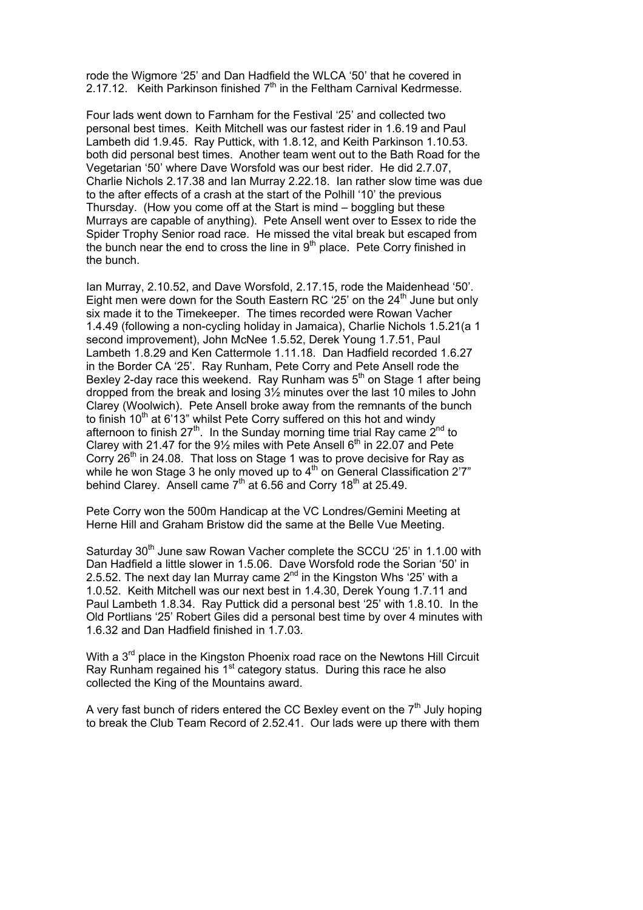rode the Wigmore '25' and Dan Hadfield the WLCA '50' that he covered in 2.17.12. Keith Parkinson finished 7th in the Feltham Carnival Kedrmesse.

Four lads went down to Farnham for the Festival '25' and collected two personal best times. Keith Mitchell was our fastest rider in 1.6.19 and Paul Lambeth did 1.9.45. Ray Puttick, with 1.8.12, and Keith Parkinson 1.10.53. both did personal best times. Another team went out to the Bath Road for the Vegetarian '50' where Dave Worsfold was our best rider. He did 2.7.07, Charlie Nichols 2.17.38 and Ian Murray 2.22.18. Ian rather slow time was due to the after effects of a crash at the start of the Polhill '10' the previous Thursday. (How you come off at the Start is mind – boggling but these Murrays are capable of anything). Pete Ansell went over to Essex to ride the Spider Trophy Senior road race. He missed the vital break but escaped from the bunch near the end to cross the line in 9th place. Pete Corry finished in the bunch.

Ian Murray, 2.10.52, and Dave Worsfold, 2.17.15, rode the Maidenhead '50'. Eight men were down for the South Eastern RC '25' on the 24th June but only six made it to the Timekeeper. The times recorded were Rowan Vacher 1.4.49 (following a non-cycling holiday in Jamaica), Charlie Nichols 1.5.21(a 1 second improvement), John McNee 1.5.52, Derek Young 1.7.51, Paul Lambeth 1.8.29 and Ken Cattermole 1.11.18. Dan Hadfield recorded 1.6.27 in the Border CA '25'. Ray Runham, Pete Corry and Pete Ansell rode the Bexley 2-day race this weekend. Ray Runham was 5th on Stage 1 after being dropped from the break and losing 3½ minutes over the last 10 miles to John Clarey (Woolwich). Pete Ansell broke away from the remnants of the bunch to finish 10th at 6'13" whilst Pete Corry suffered on this hot and windy afternoon to finish 27th. In the Sunday morning time trial Ray came 2nd to Clarey with 21.47 for the 9½ miles with Pete Ansell 6th in 22.07 and Pete Corry 26th in 24.08. That loss on Stage 1 was to prove decisive for Ray as while he won Stage 3 he only moved up to 4th on General Classification 2'7" behind Clarey. Ansell came 7th at 6.56 and Corry 18th at 25.49.

Pete Corry won the 500m Handicap at the VC Londres/Gemini Meeting at Herne Hill and Graham Bristow did the same at the Belle Vue Meeting.

Saturday 30th June saw Rowan Vacher complete the SCCU '25' in 1.1.00 with Dan Hadfield a little slower in 1.5.06. Dave Worsfold rode the Sorian '50' in 2.5.52. The next day Ian Murray came 2nd in the Kingston Whs '25' with a 1.0.52. Keith Mitchell was our next best in 1.4.30, Derek Young 1.7.11 and Paul Lambeth 1.8.34. Ray Puttick did a personal best '25' with 1.8.10. In the Old Portlians '25' Robert Giles did a personal best time by over 4 minutes with 1.6.32 and Dan Hadfield finished in 1.7.03.

With a 3rd place in the Kingston Phoenix road race on the Newtons Hill Circuit Ray Runham regained his 1st category status. During this race he also collected the King of the Mountains award.

A very fast bunch of riders entered the CC Bexley event on the 7th July hoping to break the Club Team Record of 2.52.41. Our lads were up there with them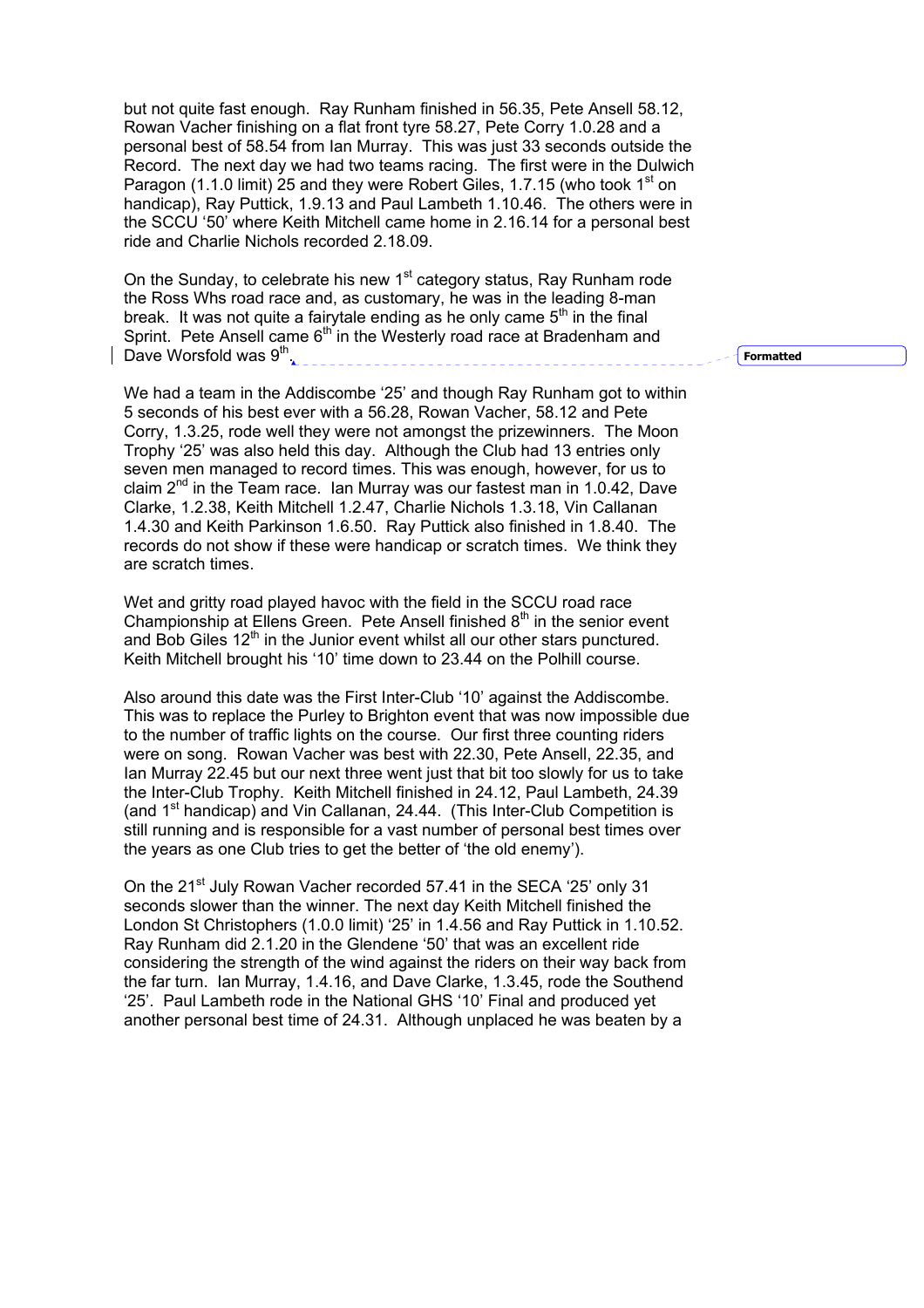but not quite fast enough. Ray Runham finished in 56.35, Pete Ansell 58.12, Rowan Vacher finishing on a flat front tyre 58.27, Pete Corry 1.0.28 and a personal best of 58.54 from Ian Murray. This was just 33 seconds outside the Record. The next day we had two teams racing. The first were in the Dulwich Paragon (1.1.0 limit) 25 and they were Robert Giles, 1.7.15 (who took 1st on handicap), Ray Puttick, 1.9.13 and Paul Lambeth 1.10.46. The others were in the SCCU '50' where Keith Mitchell came home in 2.16.14 for a personal best ride and Charlie Nichols recorded 2.18.09.

On the Sunday, to celebrate his new 1st category status, Ray Runham rode the Ross Whs road race and, as customary, he was in the leading 8-man break. It was not quite a fairytale ending as he only came 5th in the final Sprint. Pete Ansell came 6th in the Westerly road race at Bradenham and Dave Worsfold was 9th.

We had a team in the Addiscombe '25' and though Ray Runham got to within 5 seconds of his best ever with a 56.28, Rowan Vacher, 58.12 and Pete Corry, 1.3.25, rode well they were not amongst the prizewinners. The Moon Trophy '25' was also held this day. Although the Club had 13 entries only seven men managed to record times. This was enough, however, for us to claim 2nd in the Team race. Ian Murray was our fastest man in 1.0.42, Dave Clarke, 1.2.38, Keith Mitchell 1.2.47, Charlie Nichols 1.3.18, Vin Callanan 1.4.30 and Keith Parkinson 1.6.50. Ray Puttick also finished in 1.8.40. The records do not show if these were handicap or scratch times. We think they are scratch times.

Wet and gritty road played havoc with the field in the SCCU road race Championship at Ellens Green. Pete Ansell finished 8th in the senior event and Bob Giles 12th in the Junior event whilst all our other stars punctured. Keith Mitchell brought his '10' time down to 23.44 on the Polhill course.

Also around this date was the First Inter-Club '10' against the Addiscombe. This was to replace the Purley to Brighton event that was now impossible due to the number of traffic lights on the course. Our first three counting riders were on song. Rowan Vacher was best with 22.30, Pete Ansell, 22.35, and Ian Murray 22.45 but our next three went just that bit too slowly for us to take the Inter-Club Trophy. Keith Mitchell finished in 24.12, Paul Lambeth, 24.39 (and 1st handicap) and Vin Callanan, 24.44. (This Inter-Club Competition is still running and is responsible for a vast number of personal best times over the years as one Club tries to get the better of 'the old enemy').

On the 21st July Rowan Vacher recorded 57.41 in the SECA '25' only 31 seconds slower than the winner. The next day Keith Mitchell finished the London St Christophers (1.0.0 limit) '25' in 1.4.56 and Ray Puttick in 1.10.52. Ray Runham did 2.1.20 in the Glendene '50' that was an excellent ride considering the strength of the wind against the riders on their way back from the far turn. Ian Murray, 1.4.16, and Dave Clarke, 1.3.45, rode the Southend '25'. Paul Lambeth rode in the National GHS '10' Final and produced yet another personal best time of 24.31. Although unplaced he was beaten by a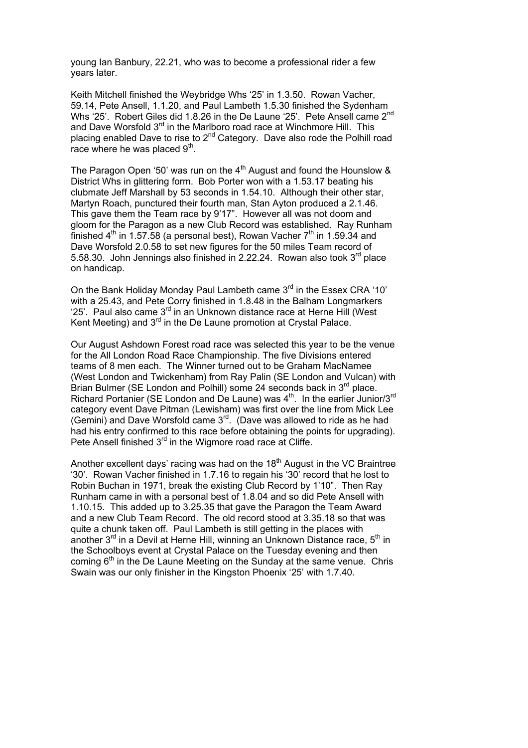young Ian Banbury, 22.21, who was to become a professional rider a few years later.

Keith Mitchell finished the Weybridge Whs '25' in 1.3.50. Rowan Vacher, 59.14, Pete Ansell, 1.1.20, and Paul Lambeth 1.5.30 finished the Sydenham Whs '25'. Robert Giles did 1.8.26 in the De Laune '25'. Pete Ansell came 2nd and Dave Worsfold 3rd in the Marlboro road race at Winchmore Hill. This placing enabled Dave to rise to 2nd Category. Dave also rode the Polhill road race where he was placed 9th.

The Paragon Open '50' was run on the 4th August and found the Hounslow & District Whs in glittering form. Bob Porter won with a 1.53.17 beating his clubmate Jeff Marshall by 53 seconds in 1.54.10. Although their other star, Martyn Roach, punctured their fourth man, Stan Ayton produced a 2.1.46. This gave them the Team race by 9'17". However all was not doom and gloom for the Paragon as a new Club Record was established. Ray Runham finished 4th in 1.57.58 (a personal best), Rowan Vacher 7th in 1.59.34 and Dave Worsfold 2.0.58 to set new figures for the 50 miles Team record of 5.58.30. John Jennings also finished in 2.22.24. Rowan also took 3rd place on handicap.

On the Bank Holiday Monday Paul Lambeth came 3rd in the Essex CRA '10' with a 25.43, and Pete Corry finished in 1.8.48 in the Balham Longmarkers '25'. Paul also came 3rd in an Unknown distance race at Herne Hill (West Kent Meeting) and 3rd in the De Laune promotion at Crystal Palace.

Our August Ashdown Forest road race was selected this year to be the venue for the All London Road Race Championship. The five Divisions entered teams of 8 men each. The Winner turned out to be Graham MacNamee (West London and Twickenham) from Ray Palin (SE London and Vulcan) with Brian Bulmer (SE London and Polhill) some 24 seconds back in 3rd place. Richard Portanier (SE London and De Laune) was 4th. In the earlier Junior/3rd category event Dave Pitman (Lewisham) was first over the line from Mick Lee (Gemini) and Dave Worsfold came 3rd. (Dave was allowed to ride as he had had his entry confirmed to this race before obtaining the points for upgrading). Pete Ansell finished 3rd in the Wigmore road race at Cliffe.

Another excellent days' racing was had on the 18th August in the VC Braintree '30'. Rowan Vacher finished in 1.7.16 to regain his '30' record that he lost to Robin Buchan in 1971, break the existing Club Record by 1'10". Then Ray Runham came in with a personal best of 1.8.04 and so did Pete Ansell with 1.10.15. This added up to 3.25.35 that gave the Paragon the Team Award and a new Club Team Record. The old record stood at 3.35.18 so that was quite a chunk taken off. Paul Lambeth is still getting in the places with another 3rd in a Devil at Herne Hill, winning an Unknown Distance race, 5th in the Schoolboys event at Crystal Palace on the Tuesday evening and then coming 6th in the De Laune Meeting on the Sunday at the same venue. Chris Swain was our only finisher in the Kingston Phoenix '25' with 1.7.40.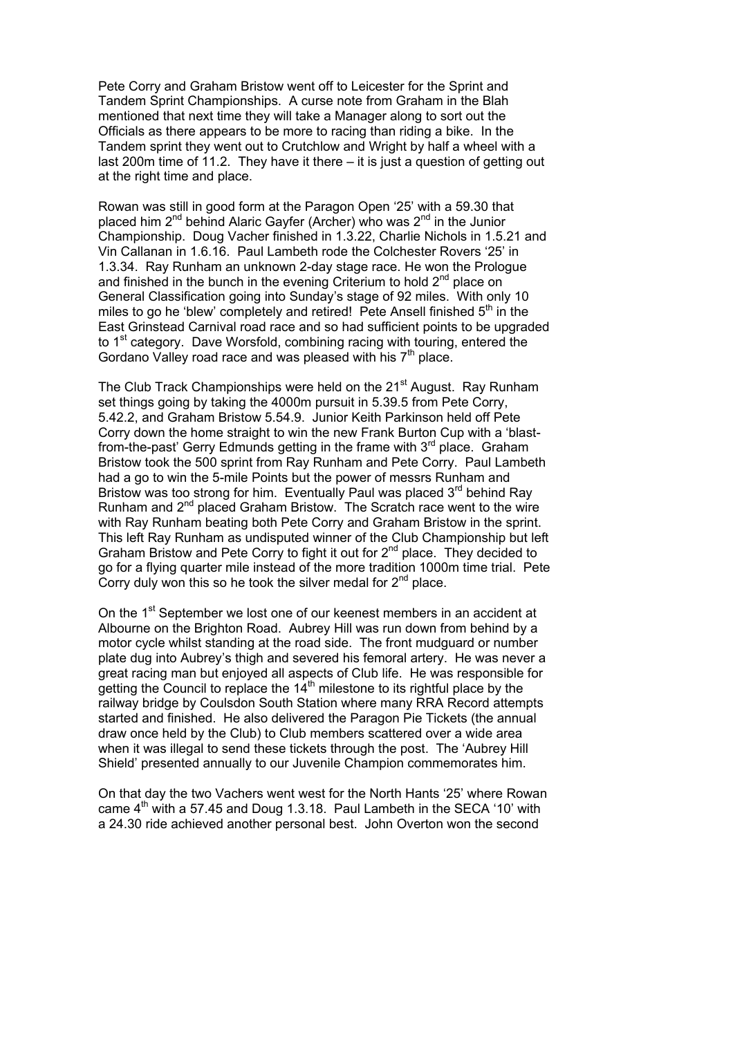Pete Corry and Graham Bristow went off to Leicester for the Sprint and Tandem Sprint Championships. A curse note from Graham in the Blah mentioned that next time they will take a Manager along to sort out the Officials as there appears to be more to racing than riding a bike. In the Tandem sprint they went out to Crutchlow and Wright by half a wheel with a last 200m time of 11.2. They have it there – it is just a question of getting out at the right time and place.

Rowan was still in good form at the Paragon Open '25' with a 59.30 that placed him 2nd behind Alaric Gayfer (Archer) who was 2nd in the Junior Championship. Doug Vacher finished in 1.3.22, Charlie Nichols in 1.5.21 and Vin Callanan in 1.6.16. Paul Lambeth rode the Colchester Rovers '25' in 1.3.34. Ray Runham an unknown 2-day stage race. He won the Prologue and finished in the bunch in the evening Criterium to hold 2nd place on General Classification going into Sunday's stage of 92 miles. With only 10 miles to go he 'blew' completely and retired! Pete Ansell finished 5th in the East Grinstead Carnival road race and so had sufficient points to be upgraded to 1st category. Dave Worsfold, combining racing with touring, entered the Gordano Valley road race and was pleased with his 7th place.

The Club Track Championships were held on the 21st August. Ray Runham set things going by taking the 4000m pursuit in 5.39.5 from Pete Corry, 5.42.2, and Graham Bristow 5.54.9. Junior Keith Parkinson held off Pete Corry down the home straight to win the new Frank Burton Cup with a 'blast-from-the-past' Gerry Edmunds getting in the frame with 3rd place. Graham Bristow took the 500 sprint from Ray Runham and Pete Corry. Paul Lambeth had a go to win the 5-mile Points but the power of messrs Runham and Bristow was too strong for him. Eventually Paul was placed 3rd behind Ray Runham and 2nd placed Graham Bristow. The Scratch race went to the wire with Ray Runham beating both Pete Corry and Graham Bristow in the sprint. This left Ray Runham as undisputed winner of the Club Championship but left Graham Bristow and Pete Corry to fight it out for 2nd place. They decided to go for a flying quarter mile instead of the more tradition 1000m time trial. Pete Corry duly won this so he took the silver medal for 2nd place.

On the 1st September we lost one of our keenest members in an accident at Albourne on the Brighton Road. Aubrey Hill was run down from behind by a motor cycle whilst standing at the road side. The front mudguard or number plate dug into Aubrey's thigh and severed his femoral artery. He was never a great racing man but enjoyed all aspects of Club life. He was responsible for getting the Council to replace the 14th milestone to its rightful place by the railway bridge by Coulsdon South Station where many RRA Record attempts started and finished. He also delivered the Paragon Pie Tickets (the annual draw once held by the Club) to Club members scattered over a wide area when it was illegal to send these tickets through the post. The 'Aubrey Hill Shield' presented annually to our Juvenile Champion commemorates him.

On that day the two Vachers went west for the North Hants '25' where Rowan came 4th with a 57.45 and Doug 1.3.18. Paul Lambeth in the SECA '10' with a 24.30 ride achieved another personal best. John Overton won the second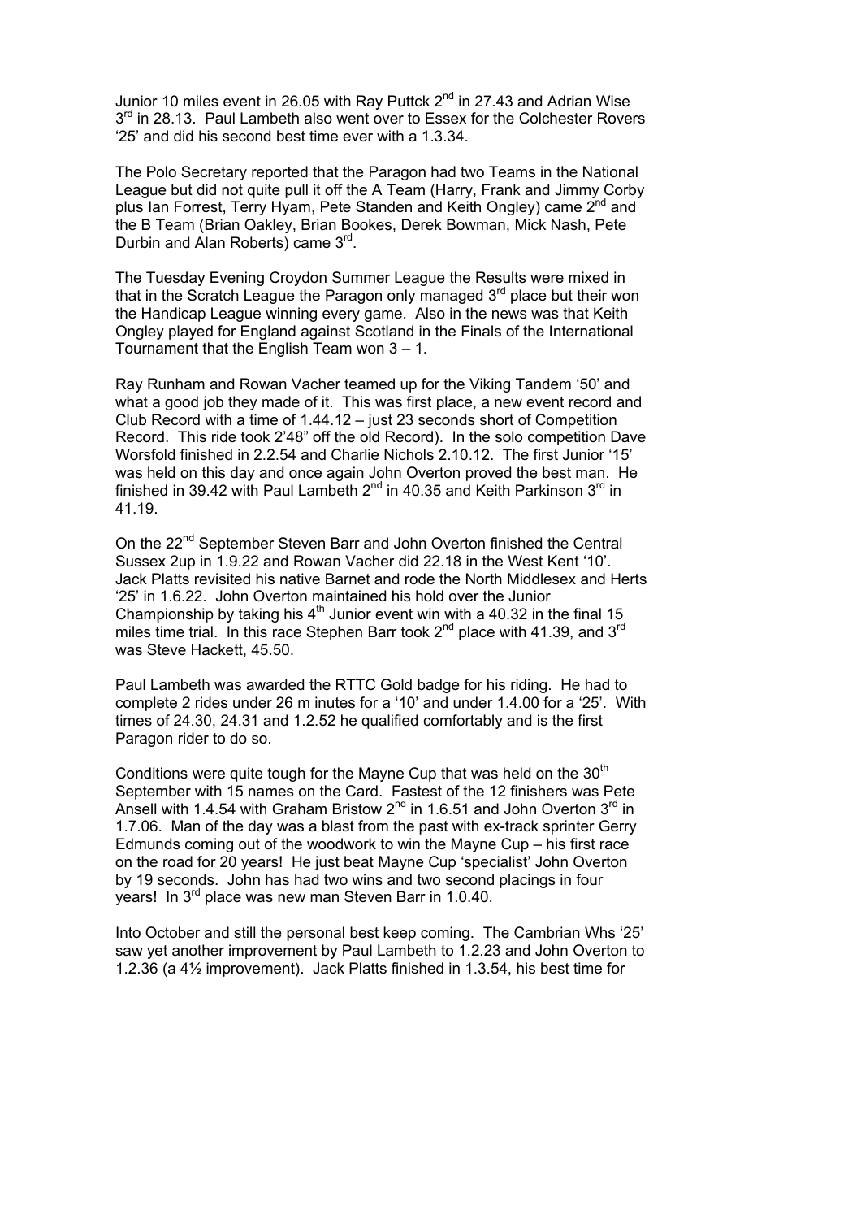Junior 10 miles event in 26.05 with Ray Puttck 2nd in 27.43 and Adrian Wise 3rd in 28.13. Paul Lambeth also went over to Essex for the Colchester Rovers '25' and did his second best time ever with a 1.3.34.

The Polo Secretary reported that the Paragon had two Teams in the National League but did not quite pull it off the A Team (Harry, Frank and Jimmy Corby plus Ian Forrest, Terry Hyam, Pete Standen and Keith Ongley) came 2nd and the B Team (Brian Oakley, Brian Bookes, Derek Bowman, Mick Nash, Pete Durbin and Alan Roberts) came 3rd.

The Tuesday Evening Croydon Summer League the Results were mixed in that in the Scratch League the Paragon only managed 3rd place but their won the Handicap League winning every game. Also in the news was that Keith Ongley played for England against Scotland in the Finals of the International Tournament that the English Team won 3 – 1.

Ray Runham and Rowan Vacher teamed up for the Viking Tandem '50' and what a good job they made of it. This was first place, a new event record and Club Record with a time of 1.44.12 – just 23 seconds short of Competition Record. This ride took 2'48" off the old Record). In the solo competition Dave Worsfold finished in 2.2.54 and Charlie Nichols 2.10.12. The first Junior '15' was held on this day and once again John Overton proved the best man. He finished in 39.42 with Paul Lambeth 2nd in 40.35 and Keith Parkinson 3rd in 41.19.

On the 22nd September Steven Barr and John Overton finished the Central Sussex 2up in 1.9.22 and Rowan Vacher did 22.18 in the West Kent '10'. Jack Platts revisited his native Barnet and rode the North Middlesex and Herts '25' in 1.6.22. John Overton maintained his hold over the Junior Championship by taking his 4th Junior event win with a 40.32 in the final 15 miles time trial. In this race Stephen Barr took 2nd place with 41.39, and 3rd was Steve Hackett, 45.50.

Paul Lambeth was awarded the RTTC Gold badge for his riding. He had to complete 2 rides under 26 m inutes for a '10' and under 1.4.00 for a '25'. With times of 24.30, 24.31 and 1.2.52 he qualified comfortably and is the first Paragon rider to do so.

Conditions were quite tough for the Mayne Cup that was held on the 30th September with 15 names on the Card. Fastest of the 12 finishers was Pete Ansell with 1.4.54 with Graham Bristow 2nd in 1.6.51 and John Overton 3rd in 1.7.06. Man of the day was a blast from the past with ex-track sprinter Gerry Edmunds coming out of the woodwork to win the Mayne Cup – his first race on the road for 20 years! He just beat Mayne Cup 'specialist' John Overton by 19 seconds. John has had two wins and two second placings in four years! In 3rd place was new man Steven Barr in 1.0.40.

Into October and still the personal best keep coming. The Cambrian Whs '25' saw yet another improvement by Paul Lambeth to 1.2.23 and John Overton to 1.2.36 (a 4½ improvement). Jack Platts finished in 1.3.54, his best time for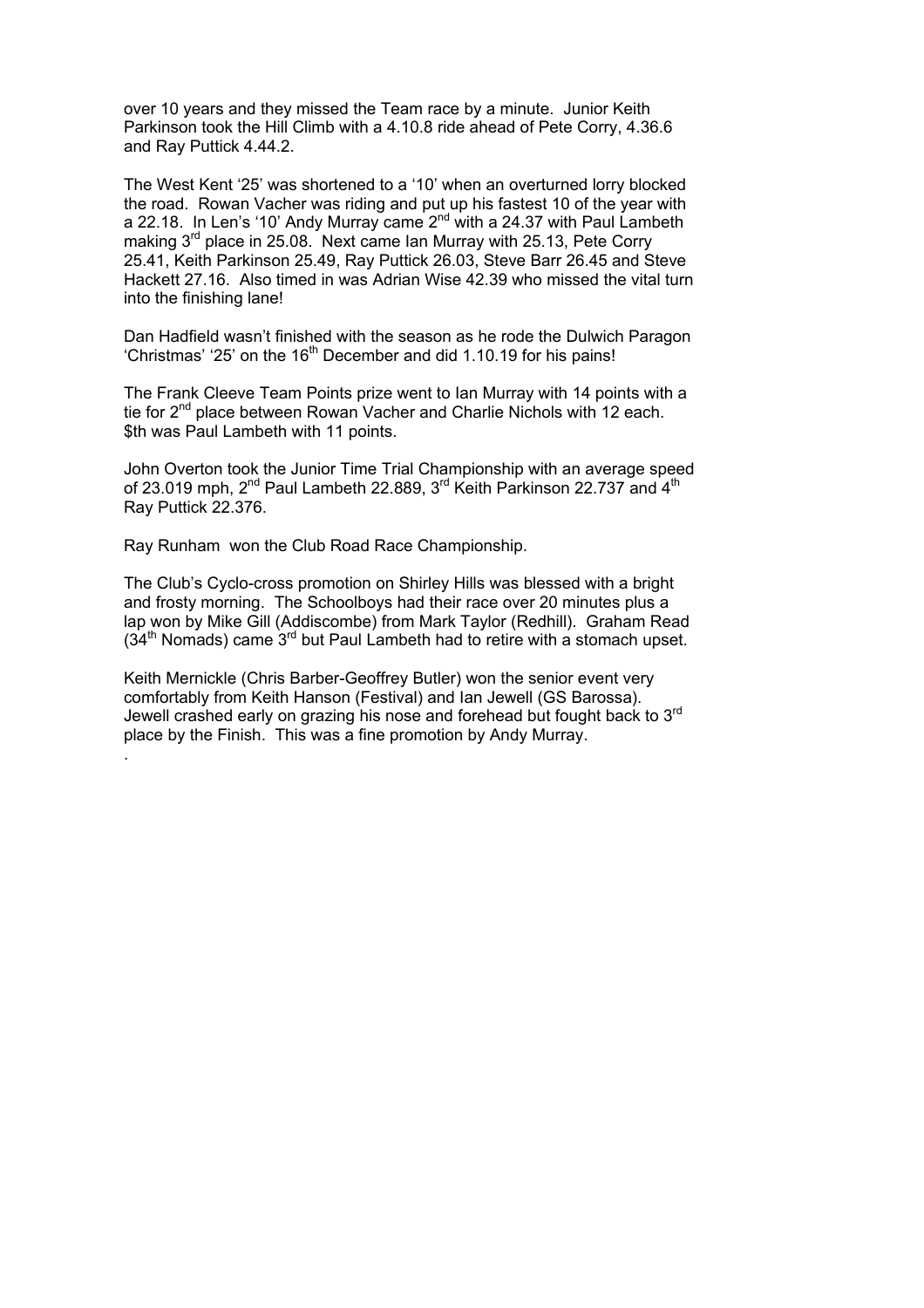over 10 years and they missed the Team race by a minute. Junior Keith Parkinson took the Hill Climb with a 4.10.8 ride ahead of Pete Corry, 4.36.6 and Ray Puttick 4.44.2.

The West Kent '25' was shortened to a '10' when an overturned lorry blocked the road. Rowan Vacher was riding and put up his fastest 10 of the year with a 22.18. In Len's '10' Andy Murray came 2nd with a 24.37 with Paul Lambeth making 3rd place in 25.08. Next came Ian Murray with 25.13, Pete Corry 25.41, Keith Parkinson 25.49, Ray Puttick 26.03, Steve Barr 26.45 and Steve Hackett 27.16. Also timed in was Adrian Wise 42.39 who missed the vital turn into the finishing lane!

Dan Hadfield wasn't finished with the season as he rode the Dulwich Paragon 'Christmas' '25' on the 16th December and did 1.10.19 for his pains!

The Frank Cleeve Team Points prize went to Ian Murray with 14 points with a tie for 2nd place between Rowan Vacher and Charlie Nichols with 12 each. $th was Paul Lambeth with 11 points.

John Overton took the Junior Time Trial Championship with an average speed of 23.019 mph, 2nd Paul Lambeth 22.889, 3rd Keith Parkinson 22.737 and 4th Ray Puttick 22.376.

Ray Runham won the Club Road Race Championship.

The Club's Cyclo-cross promotion on Shirley Hills was blessed with a bright and frosty morning. The Schoolboys had their race over 20 minutes plus a lap won by Mike Gill (Addiscombe) from Mark Taylor (Redhill). Graham Read (34th Nomads) came 3rd but Paul Lambeth had to retire with a stomach upset.

Keith Mernickle (Chris Barber-Geoffrey Butler) won the senior event very comfortably from Keith Hanson (Festival) and Ian Jewell (GS Barossa). Jewell crashed early on grazing his nose and forehead but fought back to 3rd place by the Finish. This was a fine promotion by Andy Murray.

.